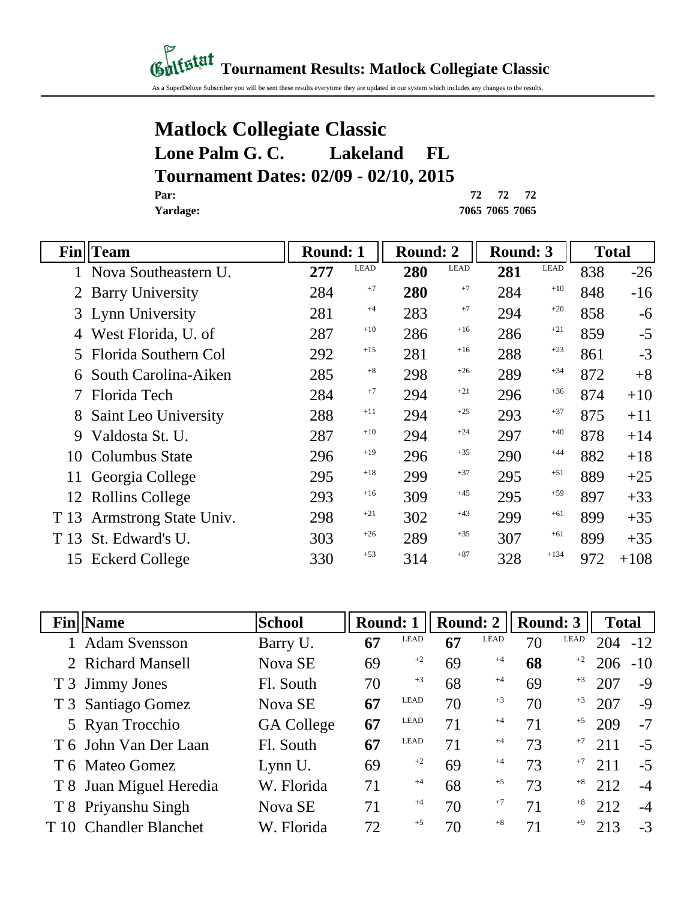# Golfstat Tournament Results: Matlock Collegiate Classic

As a SuperDeluxe Subscriber you will be sent these results everytime they are updated in our system which includes any changes to the results.

## Matlock Collegiate Classic

### Lone Palm G. C. Lakeland FL

### Tournament Dates: 02/09 - 02/10, 2015

| | | | |
|---|---|---|---|
| **Par:** | **72** | **72** | **72** |
| **Yardage:** | **7065** | **7065** | **7065** |

| Fin | Team | Round: 1 | | Round: 2 | | Round: 3 | | Total | |
|---|---|---|---|---|---|---|---|---|---|
| 1 | Nova Southeastern U. | **277** | LEAD | **280** | LEAD | **281** | LEAD | 838 | -26 |
| 2 | Barry University | 284 | +7 | **280** | +7 | 284 | +10 | 848 | -16 |
| 3 | Lynn University | 281 | +4 | 283 | +7 | 294 | +20 | 858 | -6 |
| 4 | West Florida, U. of | 287 | +10 | 286 | +16 | 286 | +21 | 859 | -5 |
| 5 | Florida Southern Col | 292 | +15 | 281 | +16 | 288 | +23 | 861 | -3 |
| 6 | South Carolina-Aiken | 285 | +8 | 298 | +26 | 289 | +34 | 872 | +8 |
| 7 | Florida Tech | 284 | +7 | 294 | +21 | 296 | +36 | 874 | +10 |
| 8 | Saint Leo University | 288 | +11 | 294 | +25 | 293 | +37 | 875 | +11 |
| 9 | Valdosta St. U. | 287 | +10 | 294 | +24 | 297 | +40 | 878 | +14 |
| 10 | Columbus State | 296 | +19 | 296 | +35 | 290 | +44 | 882 | +18 |
| 11 | Georgia College | 295 | +18 | 299 | +37 | 295 | +51 | 889 | +25 |
| 12 | Rollins College | 293 | +16 | 309 | +45 | 295 | +59 | 897 | +33 |
| T 13 | Armstrong State Univ. | 298 | +21 | 302 | +43 | 299 | +61 | 899 | +35 |
| T 13 | St. Edward's U. | 303 | +26 | 289 | +35 | 307 | +61 | 899 | +35 |
| 15 | Eckerd College | 330 | +53 | 314 | +87 | 328 | +134 | 972 | +108 |

| Fin | Name | School | Round: 1 | | Round: 2 | | Round: 3 | | Total | |
|---|---|---|---|---|---|---|---|---|---|---|
| 1 | Adam Svensson | Barry U. | **67** | LEAD | **67** | LEAD | 70 | LEAD | 204 | -12 |
| 2 | Richard Mansell | Nova SE | 69 | +2 | 69 | +4 | **68** | +2 | 206 | -10 |
| T 3 | Jimmy Jones | Fl. South | 70 | +3 | 68 | +4 | 69 | +3 | 207 | -9 |
| T 3 | Santiago Gomez | Nova SE | **67** | LEAD | 70 | +3 | 70 | +3 | 207 | -9 |
| 5 | Ryan Trocchio | GA College | **67** | LEAD | 71 | +4 | 71 | +5 | 209 | -7 |
| T 6 | John Van Der Laan | Fl. South | **67** | LEAD | 71 | +4 | 73 | +7 | 211 | -5 |
| T 6 | Mateo Gomez | Lynn U. | 69 | +2 | 69 | +4 | 73 | +7 | 211 | -5 |
| T 8 | Juan Miguel Heredia | W. Florida | 71 | +4 | 68 | +5 | 73 | +8 | 212 | -4 |
| T 8 | Priyanshu Singh | Nova SE | 71 | +4 | 70 | +7 | 71 | +8 | 212 | -4 |
| T 10 | Chandler Blanchet | W. Florida | 72 | +5 | 70 | +8 | 71 | +9 | 213 | -3 |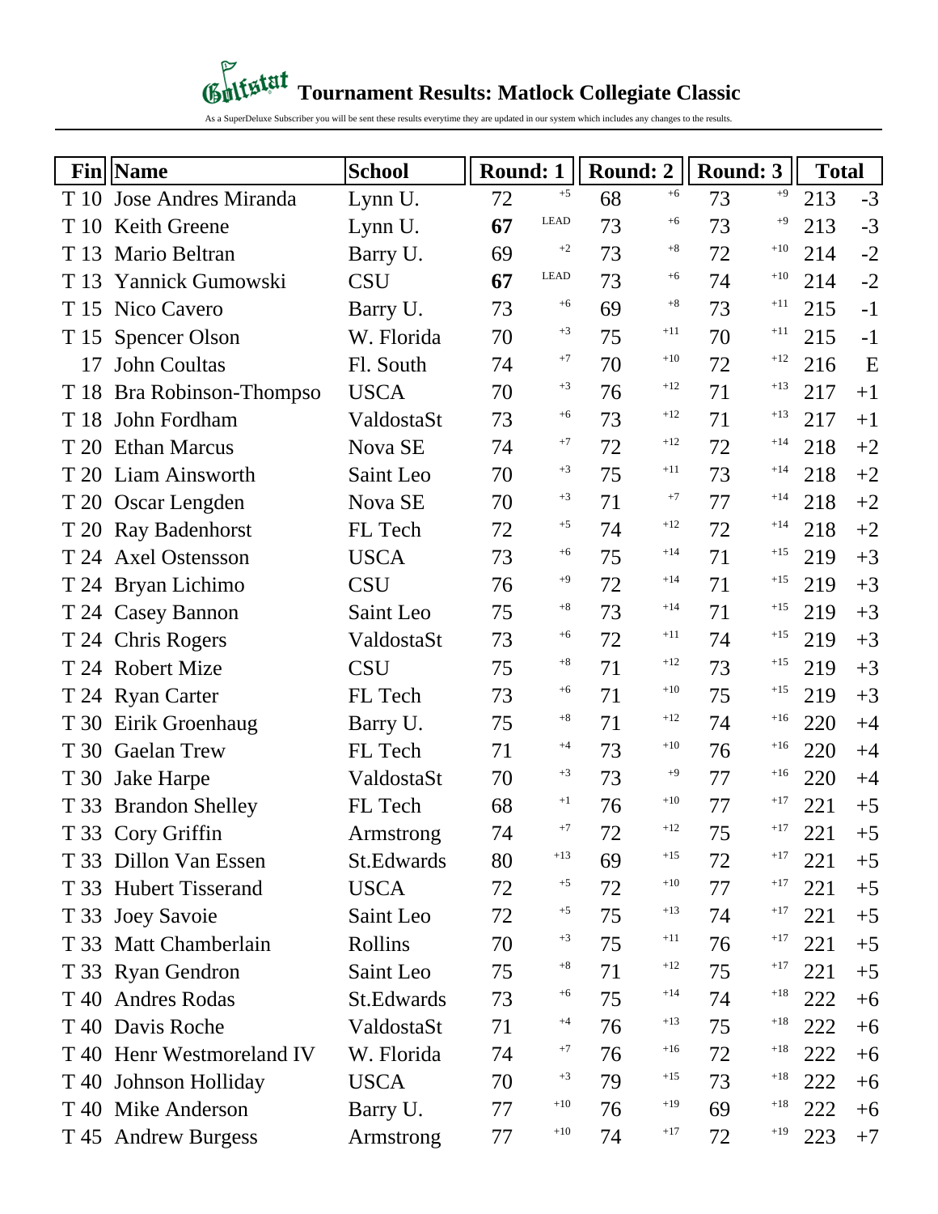# Tournament Results: Matlock Collegiate Classic

As a SuperDeluxe Subscriber you will be sent these results everytime they are updated in our system which includes any changes to the results.

| Fin | Name | School | Round: 1 | | Round: 2 | | Round: 3 | | Total | |
|---|---|---|---|---|---|---|---|---|---|---|
| T 10 | Jose Andres Miranda | Lynn U. | 72 | +5 | 68 | +6 | 73 | +9 | 213 | -3 |
| T 10 | Keith Greene | Lynn U. | **67** | LEAD | 73 | +6 | 73 | +9 | 213 | -3 |
| T 13 | Mario Beltran | Barry U. | 69 | +2 | 73 | +8 | 72 | +10 | 214 | -2 |
| T 13 | Yannick Gumowski | CSU | **67** | LEAD | 73 | +6 | 74 | +10 | 214 | -2 |
| T 15 | Nico Cavero | Barry U. | 73 | +6 | 69 | +8 | 73 | +11 | 215 | -1 |
| T 15 | Spencer Olson | W. Florida | 70 | +3 | 75 | +11 | 70 | +11 | 215 | -1 |
| 17 | John Coultas | Fl. South | 74 | +7 | 70 | +10 | 72 | +12 | 216 | E |
| T 18 | Bra Robinson-Thompso | USCA | 70 | +3 | 76 | +12 | 71 | +13 | 217 | +1 |
| T 18 | John Fordham | ValdostaSt | 73 | +6 | 73 | +12 | 71 | +13 | 217 | +1 |
| T 20 | Ethan Marcus | Nova SE | 74 | +7 | 72 | +12 | 72 | +14 | 218 | +2 |
| T 20 | Liam Ainsworth | Saint Leo | 70 | +3 | 75 | +11 | 73 | +14 | 218 | +2 |
| T 20 | Oscar Lengden | Nova SE | 70 | +3 | 71 | +7 | 77 | +14 | 218 | +2 |
| T 20 | Ray Badenhorst | FL Tech | 72 | +5 | 74 | +12 | 72 | +14 | 218 | +2 |
| T 24 | Axel Ostensson | USCA | 73 | +6 | 75 | +14 | 71 | +15 | 219 | +3 |
| T 24 | Bryan Lichimo | CSU | 76 | +9 | 72 | +14 | 71 | +15 | 219 | +3 |
| T 24 | Casey Bannon | Saint Leo | 75 | +8 | 73 | +14 | 71 | +15 | 219 | +3 |
| T 24 | Chris Rogers | ValdostaSt | 73 | +6 | 72 | +11 | 74 | +15 | 219 | +3 |
| T 24 | Robert Mize | CSU | 75 | +8 | 71 | +12 | 73 | +15 | 219 | +3 |
| T 24 | Ryan Carter | FL Tech | 73 | +6 | 71 | +10 | 75 | +15 | 219 | +3 |
| T 30 | Eirik Groenhaug | Barry U. | 75 | +8 | 71 | +12 | 74 | +16 | 220 | +4 |
| T 30 | Gaelan Trew | FL Tech | 71 | +4 | 73 | +10 | 76 | +16 | 220 | +4 |
| T 30 | Jake Harpe | ValdostaSt | 70 | +3 | 73 | +9 | 77 | +16 | 220 | +4 |
| T 33 | Brandon Shelley | FL Tech | 68 | +1 | 76 | +10 | 77 | +17 | 221 | +5 |
| T 33 | Cory Griffin | Armstrong | 74 | +7 | 72 | +12 | 75 | +17 | 221 | +5 |
| T 33 | Dillon Van Essen | St.Edwards | 80 | +13 | 69 | +15 | 72 | +17 | 221 | +5 |
| T 33 | Hubert Tisserand | USCA | 72 | +5 | 72 | +10 | 77 | +17 | 221 | +5 |
| T 33 | Joey Savoie | Saint Leo | 72 | +5 | 75 | +13 | 74 | +17 | 221 | +5 |
| T 33 | Matt Chamberlain | Rollins | 70 | +3 | 75 | +11 | 76 | +17 | 221 | +5 |
| T 33 | Ryan Gendron | Saint Leo | 75 | +8 | 71 | +12 | 75 | +17 | 221 | +5 |
| T 40 | Andres Rodas | St.Edwards | 73 | +6 | 75 | +14 | 74 | +18 | 222 | +6 |
| T 40 | Davis Roche | ValdostaSt | 71 | +4 | 76 | +13 | 75 | +18 | 222 | +6 |
| T 40 | Henr Westmoreland IV | W. Florida | 74 | +7 | 76 | +16 | 72 | +18 | 222 | +6 |
| T 40 | Johnson Holliday | USCA | 70 | +3 | 79 | +15 | 73 | +18 | 222 | +6 |
| T 40 | Mike Anderson | Barry U. | 77 | +10 | 76 | +19 | 69 | +18 | 222 | +6 |
| T 45 | Andrew Burgess | Armstrong | 77 | +10 | 74 | +17 | 72 | +19 | 223 | +7 |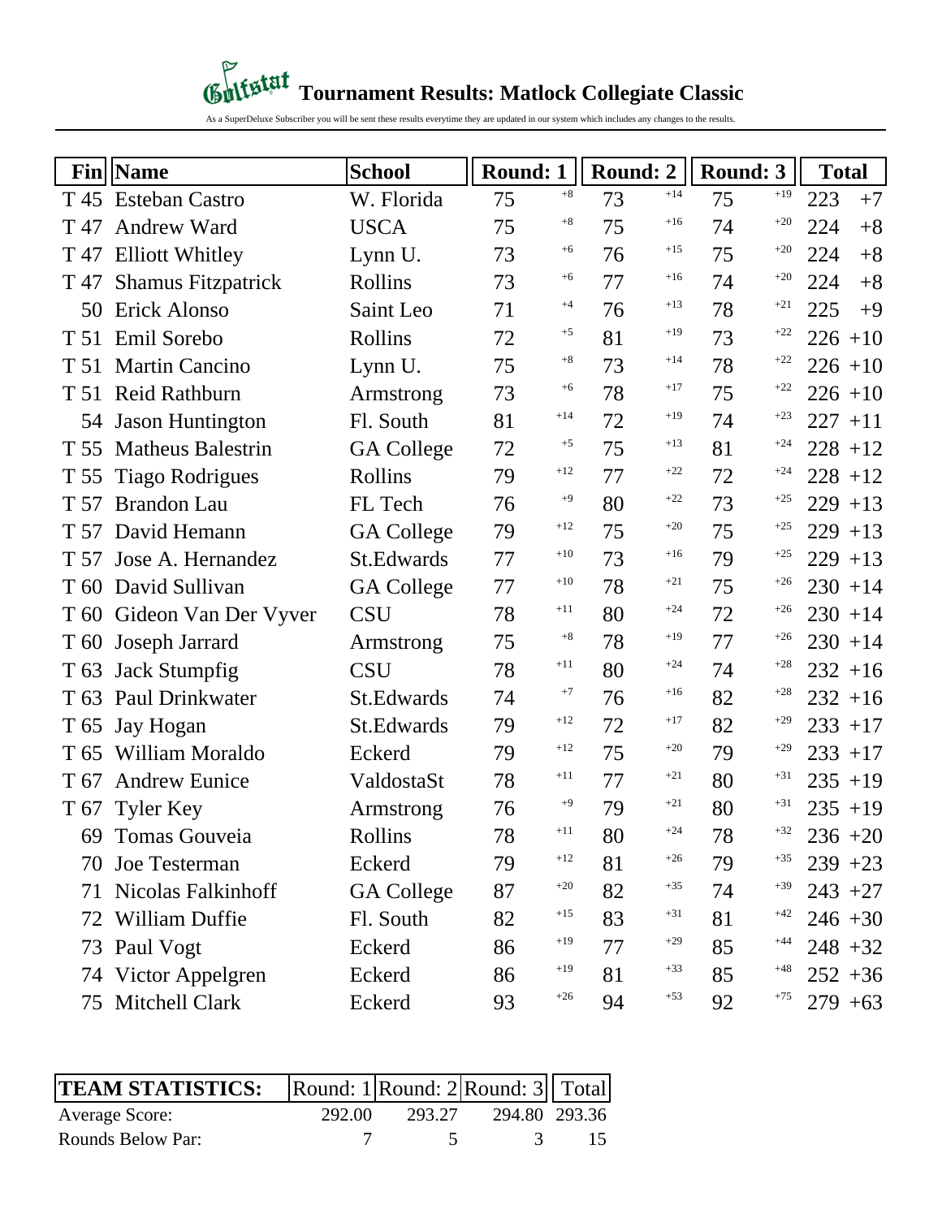# Golfstat Tournament Results: Matlock Collegiate Classic

As a SuperDeluxe Subscriber you will be sent these results everytime they are updated in our system which includes any changes to the results.

| Fin | Name | School | Round: 1 | | Round: 2 | | Round: 3 | | Total | |
|---|---|---|---|---|---|---|---|---|---|---|
| T 45 | Esteban Castro | W. Florida | 75 | +8 | 73 | +14 | 75 | +19 | 223 | +7 |
| T 47 | Andrew Ward | USCA | 75 | +8 | 75 | +16 | 74 | +20 | 224 | +8 |
| T 47 | Elliott Whitley | Lynn U. | 73 | +6 | 76 | +15 | 75 | +20 | 224 | +8 |
| T 47 | Shamus Fitzpatrick | Rollins | 73 | +6 | 77 | +16 | 74 | +20 | 224 | +8 |
| 50 | Erick Alonso | Saint Leo | 71 | +4 | 76 | +13 | 78 | +21 | 225 | +9 |
| T 51 | Emil Sorebo | Rollins | 72 | +5 | 81 | +19 | 73 | +22 | 226 | +10 |
| T 51 | Martin Cancino | Lynn U. | 75 | +8 | 73 | +14 | 78 | +22 | 226 | +10 |
| T 51 | Reid Rathburn | Armstrong | 73 | +6 | 78 | +17 | 75 | +22 | 226 | +10 |
| 54 | Jason Huntington | Fl. South | 81 | +14 | 72 | +19 | 74 | +23 | 227 | +11 |
| T 55 | Matheus Balestrin | GA College | 72 | +5 | 75 | +13 | 81 | +24 | 228 | +12 |
| T 55 | Tiago Rodrigues | Rollins | 79 | +12 | 77 | +22 | 72 | +24 | 228 | +12 |
| T 57 | Brandon Lau | FL Tech | 76 | +9 | 80 | +22 | 73 | +25 | 229 | +13 |
| T 57 | David Hemann | GA College | 79 | +12 | 75 | +20 | 75 | +25 | 229 | +13 |
| T 57 | Jose A. Hernandez | St.Edwards | 77 | +10 | 73 | +16 | 79 | +25 | 229 | +13 |
| T 60 | David Sullivan | GA College | 77 | +10 | 78 | +21 | 75 | +26 | 230 | +14 |
| T 60 | Gideon Van Der Vyver | CSU | 78 | +11 | 80 | +24 | 72 | +26 | 230 | +14 |
| T 60 | Joseph Jarrard | Armstrong | 75 | +8 | 78 | +19 | 77 | +26 | 230 | +14 |
| T 63 | Jack Stumpfig | CSU | 78 | +11 | 80 | +24 | 74 | +28 | 232 | +16 |
| T 63 | Paul Drinkwater | St.Edwards | 74 | +7 | 76 | +16 | 82 | +28 | 232 | +16 |
| T 65 | Jay Hogan | St.Edwards | 79 | +12 | 72 | +17 | 82 | +29 | 233 | +17 |
| T 65 | William Moraldo | Eckerd | 79 | +12 | 75 | +20 | 79 | +29 | 233 | +17 |
| T 67 | Andrew Eunice | ValdostaSt | 78 | +11 | 77 | +21 | 80 | +31 | 235 | +19 |
| T 67 | Tyler Key | Armstrong | 76 | +9 | 79 | +21 | 80 | +31 | 235 | +19 |
| 69 | Tomas Gouveia | Rollins | 78 | +11 | 80 | +24 | 78 | +32 | 236 | +20 |
| 70 | Joe Testerman | Eckerd | 79 | +12 | 81 | +26 | 79 | +35 | 239 | +23 |
| 71 | Nicolas Falkinhoff | GA College | 87 | +20 | 82 | +35 | 74 | +39 | 243 | +27 |
| 72 | William Duffie | Fl. South | 82 | +15 | 83 | +31 | 81 | +42 | 246 | +30 |
| 73 | Paul Vogt | Eckerd | 86 | +19 | 77 | +29 | 85 | +44 | 248 | +32 |
| 74 | Victor Appelgren | Eckerd | 86 | +19 | 81 | +33 | 85 | +48 | 252 | +36 |
| 75 | Mitchell Clark | Eckerd | 93 | +26 | 94 | +53 | 92 | +75 | 279 | +63 |

| TEAM STATISTICS: | Round: 1 | Round: 2 | Round: 3 | Total |
|---|---|---|---|---|
| Average Score: | 292.00 | 293.27 | 294.80 | 293.36 |
| Rounds Below Par: | 7 | 5 | 3 | 15 |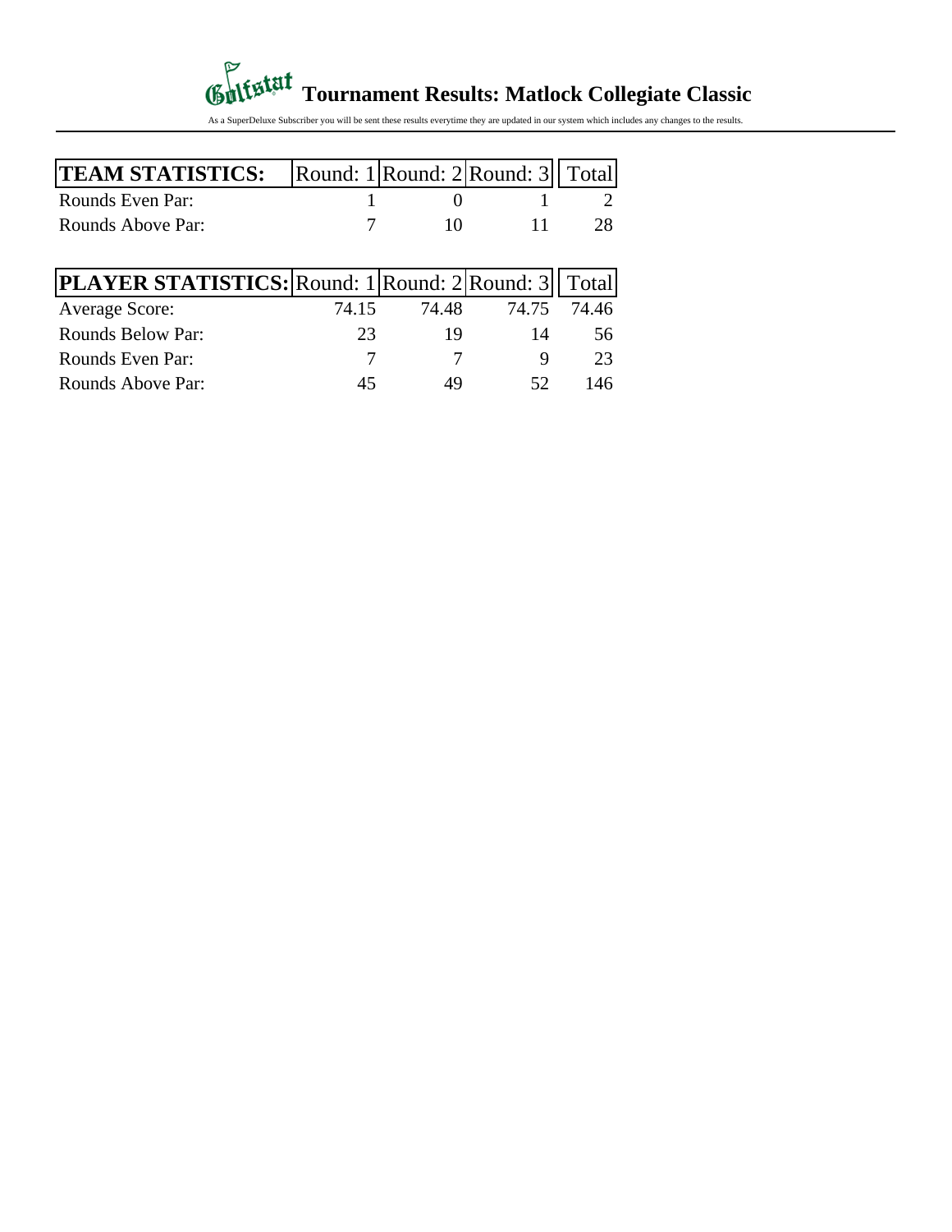# Golfstat Tournament Results: Matlock Collegiate Classic

As a SuperDeluxe Subscriber you will be sent these results everytime they are updated in our system which includes any changes to the results.

| TEAM STATISTICS: | Round: 1 | Round: 2 | Round: 3 | Total |
|---|---|---|---|---|
| Rounds Even Par: | 1 | 0 | 1 | 2 |
| Rounds Above Par: | 7 | 10 | 11 | 28 |

| PLAYER STATISTICS: | Round: 1 | Round: 2 | Round: 3 | Total |
|---|---|---|---|---|
| Average Score: | 74.15 | 74.48 | 74.75 | 74.46 |
| Rounds Below Par: | 23 | 19 | 14 | 56 |
| Rounds Even Par: | 7 | 7 | 9 | 23 |
| Rounds Above Par: | 45 | 49 | 52 | 146 |